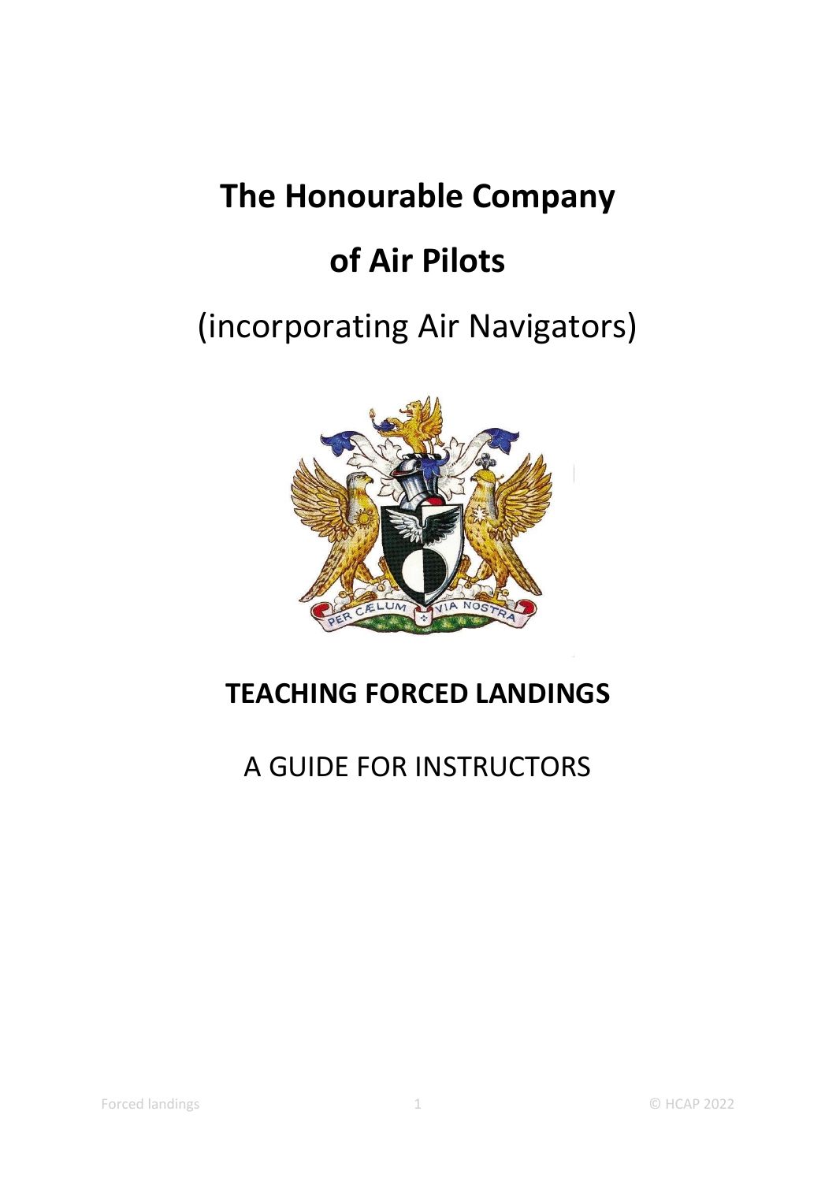# The Honourable Company

# of Air Pilots

(incorporating Air Navigators)

PER CÆLUM VIA NOSTRA

## TEACHING FORCED LANDINGS

A GUIDE FOR INSTRUCTORS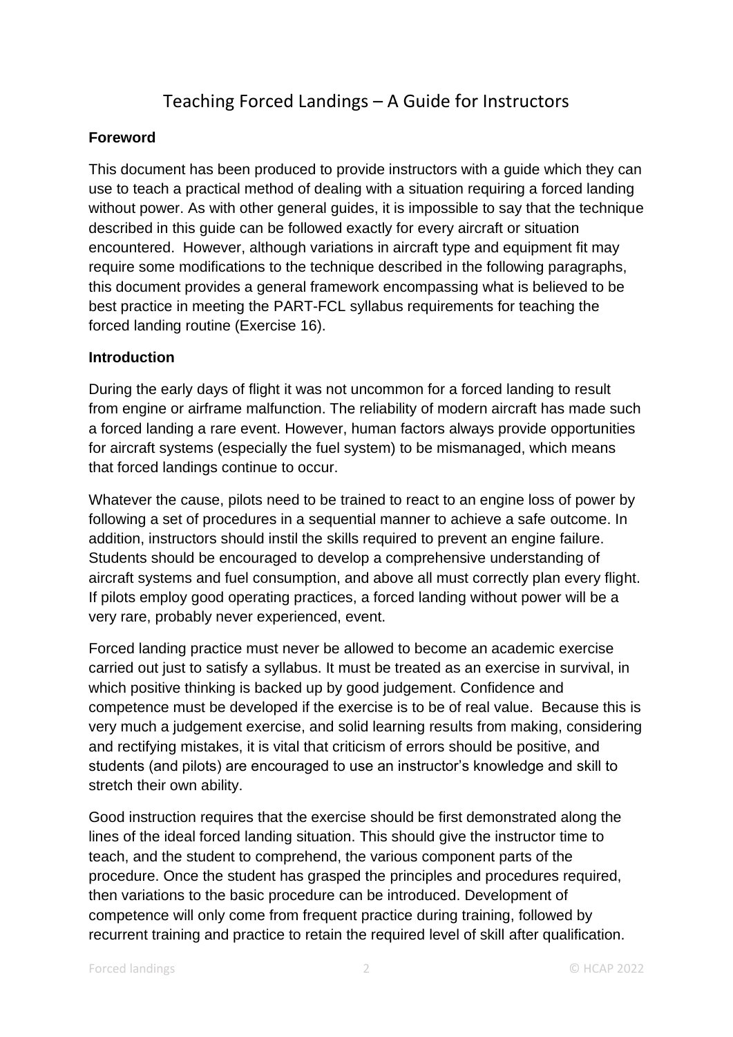# Teaching Forced Landings – A Guide for Instructors

## Foreword

This document has been produced to provide instructors with a guide which they can use to teach a practical method of dealing with a situation requiring a forced landing without power. As with other general guides, it is impossible to say that the technique described in this guide can be followed exactly for every aircraft or situation encountered. However, although variations in aircraft type and equipment fit may require some modifications to the technique described in the following paragraphs, this document provides a general framework encompassing what is believed to be best practice in meeting the PART-FCL syllabus requirements for teaching the forced landing routine (Exercise 16).

## Introduction

During the early days of flight it was not uncommon for a forced landing to result from engine or airframe malfunction. The reliability of modern aircraft has made such a forced landing a rare event. However, human factors always provide opportunities for aircraft systems (especially the fuel system) to be mismanaged, which means that forced landings continue to occur.

Whatever the cause, pilots need to be trained to react to an engine loss of power by following a set of procedures in a sequential manner to achieve a safe outcome. In addition, instructors should instil the skills required to prevent an engine failure. Students should be encouraged to develop a comprehensive understanding of aircraft systems and fuel consumption, and above all must correctly plan every flight. If pilots employ good operating practices, a forced landing without power will be a very rare, probably never experienced, event.

Forced landing practice must never be allowed to become an academic exercise carried out just to satisfy a syllabus. It must be treated as an exercise in survival, in which positive thinking is backed up by good judgement. Confidence and competence must be developed if the exercise is to be of real value. Because this is very much a judgement exercise, and solid learning results from making, considering and rectifying mistakes, it is vital that criticism of errors should be positive, and students (and pilots) are encouraged to use an instructor's knowledge and skill to stretch their own ability.

Good instruction requires that the exercise should be first demonstrated along the lines of the ideal forced landing situation. This should give the instructor time to teach, and the student to comprehend, the various component parts of the procedure. Once the student has grasped the principles and procedures required, then variations to the basic procedure can be introduced. Development of competence will only come from frequent practice during training, followed by recurrent training and practice to retain the required level of skill after qualification.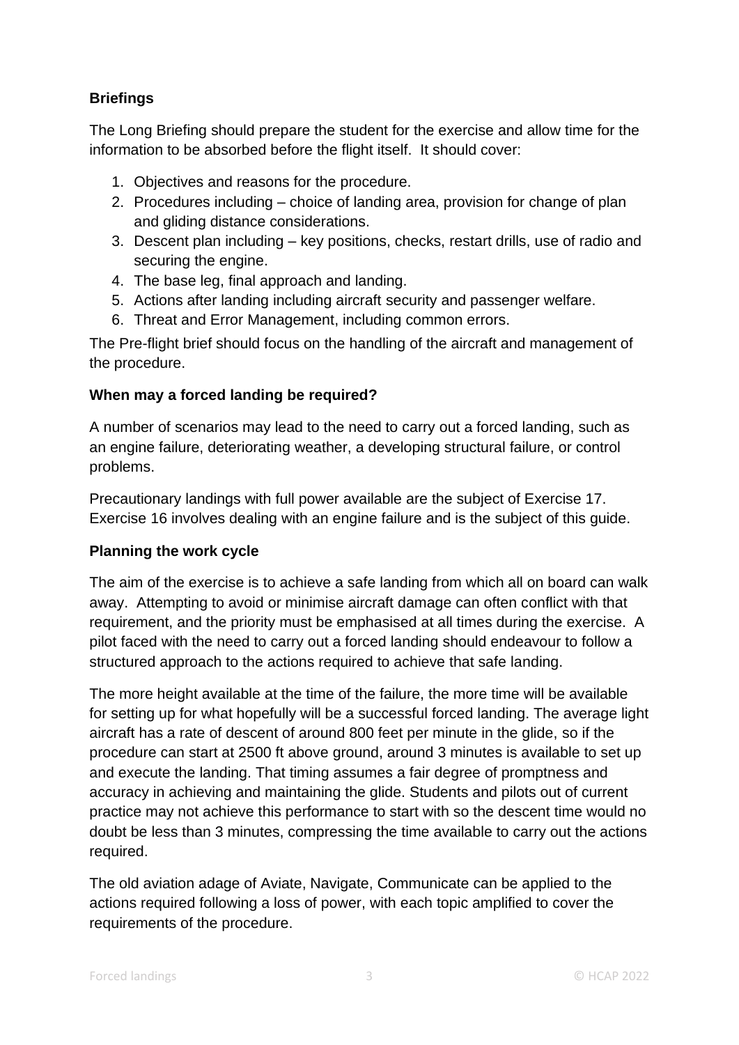**Briefings**

The Long Briefing should prepare the student for the exercise and allow time for the information to be absorbed before the flight itself. It should cover:

1. Objectives and reasons for the procedure.
2. Procedures including – choice of landing area, provision for change of plan and gliding distance considerations.
3. Descent plan including – key positions, checks, restart drills, use of radio and securing the engine.
4. The base leg, final approach and landing.
5. Actions after landing including aircraft security and passenger welfare.
6. Threat and Error Management, including common errors.

The Pre-flight brief should focus on the handling of the aircraft and management of the procedure.

**When may a forced landing be required?**

A number of scenarios may lead to the need to carry out a forced landing, such as an engine failure, deteriorating weather, a developing structural failure, or control problems.

Precautionary landings with full power available are the subject of Exercise 17. Exercise 16 involves dealing with an engine failure and is the subject of this guide.

**Planning the work cycle**

The aim of the exercise is to achieve a safe landing from which all on board can walk away. Attempting to avoid or minimise aircraft damage can often conflict with that requirement, and the priority must be emphasised at all times during the exercise. A pilot faced with the need to carry out a forced landing should endeavour to follow a structured approach to the actions required to achieve that safe landing.

The more height available at the time of the failure, the more time will be available for setting up for what hopefully will be a successful forced landing. The average light aircraft has a rate of descent of around 800 feet per minute in the glide, so if the procedure can start at 2500 ft above ground, around 3 minutes is available to set up and execute the landing. That timing assumes a fair degree of promptness and accuracy in achieving and maintaining the glide. Students and pilots out of current practice may not achieve this performance to start with so the descent time would no doubt be less than 3 minutes, compressing the time available to carry out the actions required.

The old aviation adage of Aviate, Navigate, Communicate can be applied to the actions required following a loss of power, with each topic amplified to cover the requirements of the procedure.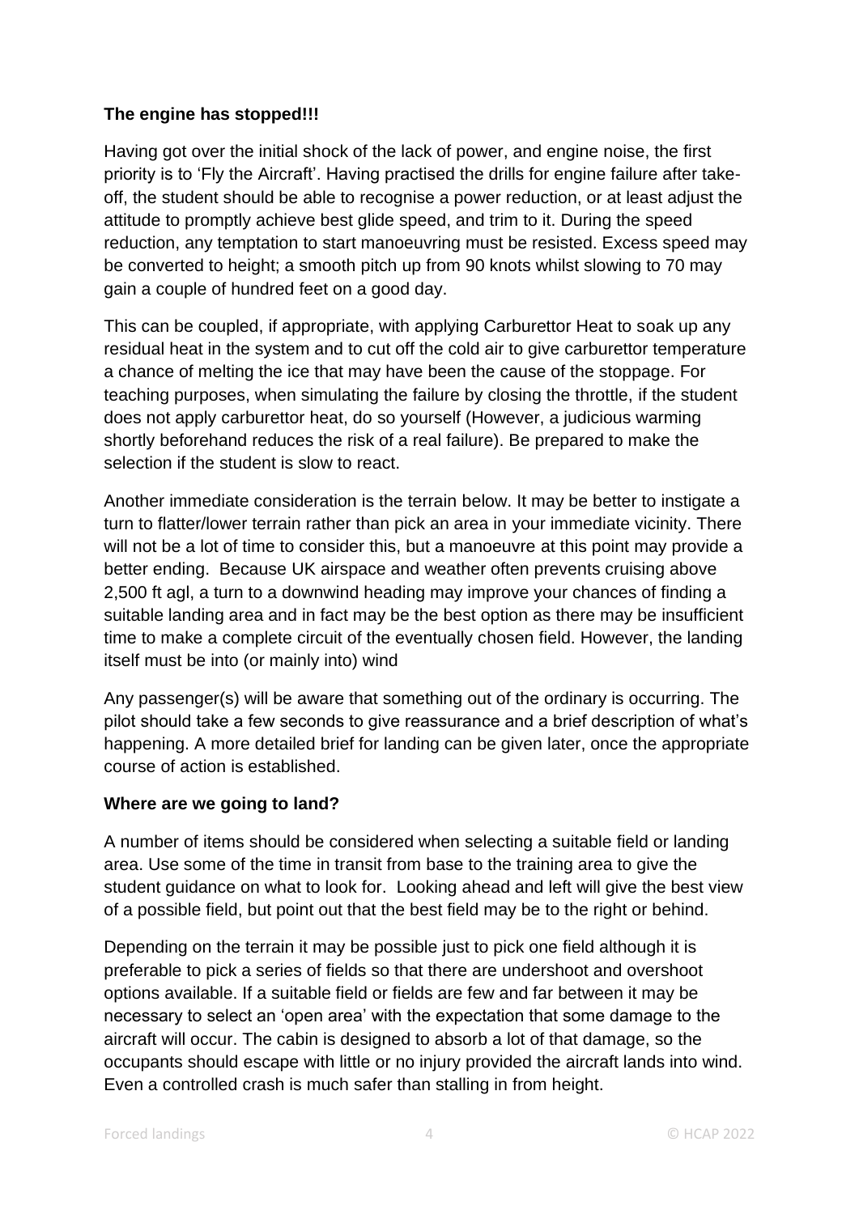**The engine has stopped!!!**

Having got over the initial shock of the lack of power, and engine noise, the first priority is to 'Fly the Aircraft'. Having practised the drills for engine failure after take-off, the student should be able to recognise a power reduction, or at least adjust the attitude to promptly achieve best glide speed, and trim to it. During the speed reduction, any temptation to start manoeuvring must be resisted. Excess speed may be converted to height; a smooth pitch up from 90 knots whilst slowing to 70 may gain a couple of hundred feet on a good day.

This can be coupled, if appropriate, with applying Carburettor Heat to soak up any residual heat in the system and to cut off the cold air to give carburettor temperature a chance of melting the ice that may have been the cause of the stoppage. For teaching purposes, when simulating the failure by closing the throttle, if the student does not apply carburettor heat, do so yourself (However, a judicious warming shortly beforehand reduces the risk of a real failure). Be prepared to make the selection if the student is slow to react.

Another immediate consideration is the terrain below. It may be better to instigate a turn to flatter/lower terrain rather than pick an area in your immediate vicinity. There will not be a lot of time to consider this, but a manoeuvre at this point may provide a better ending. Because UK airspace and weather often prevents cruising above 2,500 ft agl, a turn to a downwind heading may improve your chances of finding a suitable landing area and in fact may be the best option as there may be insufficient time to make a complete circuit of the eventually chosen field. However, the landing itself must be into (or mainly into) wind

Any passenger(s) will be aware that something out of the ordinary is occurring. The pilot should take a few seconds to give reassurance and a brief description of what's happening. A more detailed brief for landing can be given later, once the appropriate course of action is established.

**Where are we going to land?**

A number of items should be considered when selecting a suitable field or landing area. Use some of the time in transit from base to the training area to give the student guidance on what to look for. Looking ahead and left will give the best view of a possible field, but point out that the best field may be to the right or behind.

Depending on the terrain it may be possible just to pick one field although it is preferable to pick a series of fields so that there are undershoot and overshoot options available. If a suitable field or fields are few and far between it may be necessary to select an 'open area' with the expectation that some damage to the aircraft will occur. The cabin is designed to absorb a lot of that damage, so the occupants should escape with little or no injury provided the aircraft lands into wind. Even a controlled crash is much safer than stalling in from height.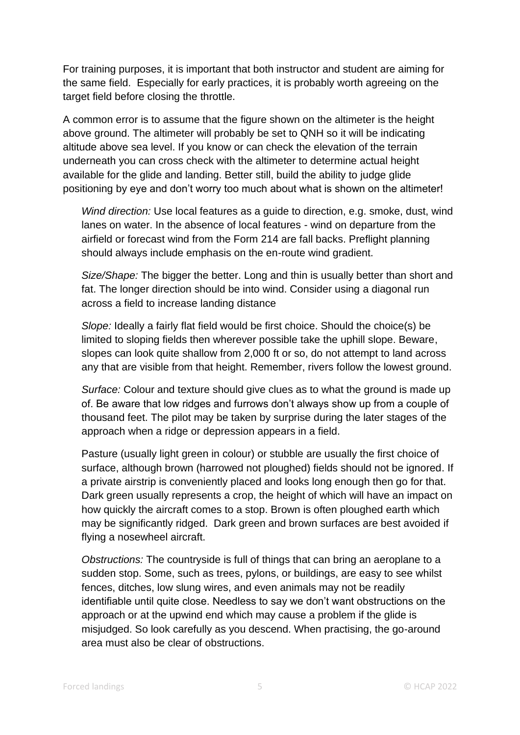For training purposes, it is important that both instructor and student are aiming for the same field. Especially for early practices, it is probably worth agreeing on the target field before closing the throttle.

A common error is to assume that the figure shown on the altimeter is the height above ground. The altimeter will probably be set to QNH so it will be indicating altitude above sea level. If you know or can check the elevation of the terrain underneath you can cross check with the altimeter to determine actual height available for the glide and landing. Better still, build the ability to judge glide positioning by eye and don't worry too much about what is shown on the altimeter!

*Wind direction:* Use local features as a guide to direction, e.g. smoke, dust, wind lanes on water. In the absence of local features - wind on departure from the airfield or forecast wind from the Form 214 are fall backs. Preflight planning should always include emphasis on the en-route wind gradient.

*Size/Shape:* The bigger the better. Long and thin is usually better than short and fat. The longer direction should be into wind. Consider using a diagonal run across a field to increase landing distance

*Slope:* Ideally a fairly flat field would be first choice. Should the choice(s) be limited to sloping fields then wherever possible take the uphill slope. Beware, slopes can look quite shallow from 2,000 ft or so, do not attempt to land across any that are visible from that height. Remember, rivers follow the lowest ground.

*Surface:* Colour and texture should give clues as to what the ground is made up of. Be aware that low ridges and furrows don't always show up from a couple of thousand feet. The pilot may be taken by surprise during the later stages of the approach when a ridge or depression appears in a field.

Pasture (usually light green in colour) or stubble are usually the first choice of surface, although brown (harrowed not ploughed) fields should not be ignored. If a private airstrip is conveniently placed and looks long enough then go for that. Dark green usually represents a crop, the height of which will have an impact on how quickly the aircraft comes to a stop. Brown is often ploughed earth which may be significantly ridged. Dark green and brown surfaces are best avoided if flying a nosewheel aircraft.

*Obstructions:* The countryside is full of things that can bring an aeroplane to a sudden stop. Some, such as trees, pylons, or buildings, are easy to see whilst fences, ditches, low slung wires, and even animals may not be readily identifiable until quite close. Needless to say we don't want obstructions on the approach or at the upwind end which may cause a problem if the glide is misjudged. So look carefully as you descend. When practising, the go-around area must also be clear of obstructions.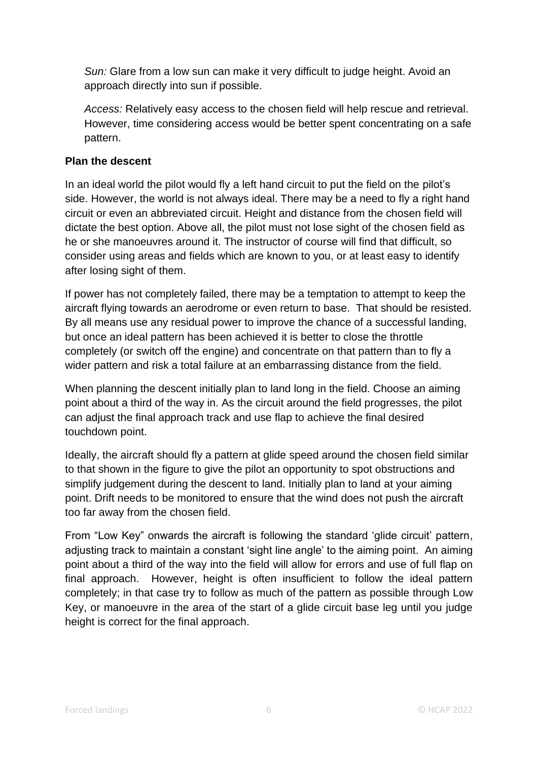*Sun:* Glare from a low sun can make it very difficult to judge height. Avoid an approach directly into sun if possible.

*Access:* Relatively easy access to the chosen field will help rescue and retrieval. However, time considering access would be better spent concentrating on a safe pattern.

**Plan the descent**

In an ideal world the pilot would fly a left hand circuit to put the field on the pilot's side. However, the world is not always ideal. There may be a need to fly a right hand circuit or even an abbreviated circuit. Height and distance from the chosen field will dictate the best option. Above all, the pilot must not lose sight of the chosen field as he or she manoeuvres around it. The instructor of course will find that difficult, so consider using areas and fields which are known to you, or at least easy to identify after losing sight of them.

If power has not completely failed, there may be a temptation to attempt to keep the aircraft flying towards an aerodrome or even return to base. That should be resisted. By all means use any residual power to improve the chance of a successful landing, but once an ideal pattern has been achieved it is better to close the throttle completely (or switch off the engine) and concentrate on that pattern than to fly a wider pattern and risk a total failure at an embarrassing distance from the field.

When planning the descent initially plan to land long in the field. Choose an aiming point about a third of the way in. As the circuit around the field progresses, the pilot can adjust the final approach track and use flap to achieve the final desired touchdown point.

Ideally, the aircraft should fly a pattern at glide speed around the chosen field similar to that shown in the figure to give the pilot an opportunity to spot obstructions and simplify judgement during the descent to land. Initially plan to land at your aiming point. Drift needs to be monitored to ensure that the wind does not push the aircraft too far away from the chosen field.

From "Low Key" onwards the aircraft is following the standard 'glide circuit' pattern, adjusting track to maintain a constant 'sight line angle' to the aiming point. An aiming point about a third of the way into the field will allow for errors and use of full flap on final approach. However, height is often insufficient to follow the ideal pattern completely; in that case try to follow as much of the pattern as possible through Low Key, or manoeuvre in the area of the start of a glide circuit base leg until you judge height is correct for the final approach.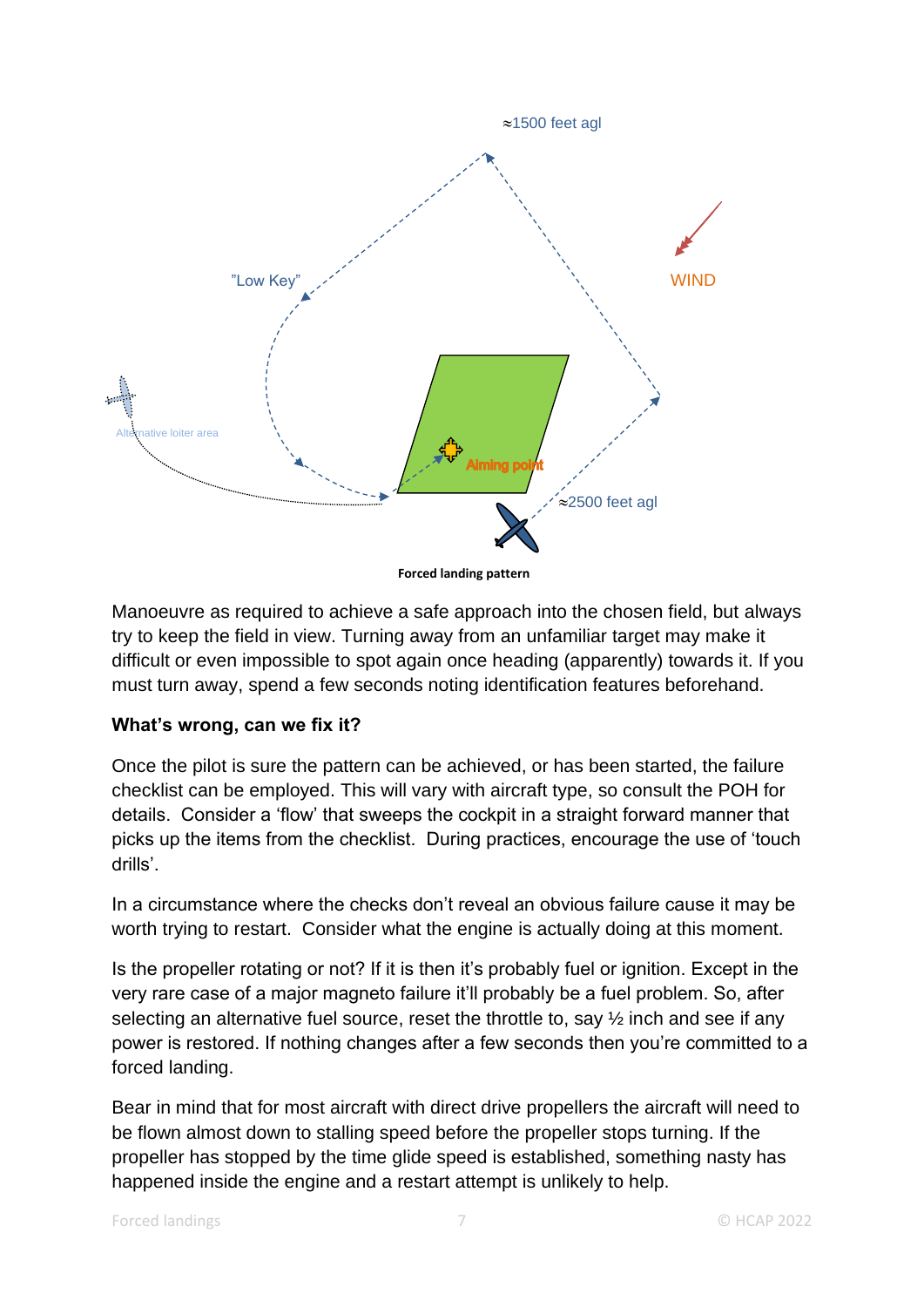Forced landing pattern

Manoeuvre as required to achieve a safe approach into the chosen field, but always try to keep the field in view. Turning away from an unfamiliar target may make it difficult or even impossible to spot again once heading (apparently) towards it. If you must turn away, spend a few seconds noting identification features beforehand.

**What's wrong, can we fix it?**

Once the pilot is sure the pattern can be achieved, or has been started, the failure checklist can be employed. This will vary with aircraft type, so consult the POH for details. Consider a 'flow' that sweeps the cockpit in a straight forward manner that picks up the items from the checklist. During practices, encourage the use of 'touch drills'.

In a circumstance where the checks don't reveal an obvious failure cause it may be worth trying to restart. Consider what the engine is actually doing at this moment.

Is the propeller rotating or not? If it is then it's probably fuel or ignition. Except in the very rare case of a major magneto failure it'll probably be a fuel problem. So, after selecting an alternative fuel source, reset the throttle to, say ½ inch and see if any power is restored. If nothing changes after a few seconds then you're committed to a forced landing.

Bear in mind that for most aircraft with direct drive propellers the aircraft will need to be flown almost down to stalling speed before the propeller stops turning. If the propeller has stopped by the time glide speed is established, something nasty has happened inside the engine and a restart attempt is unlikely to help.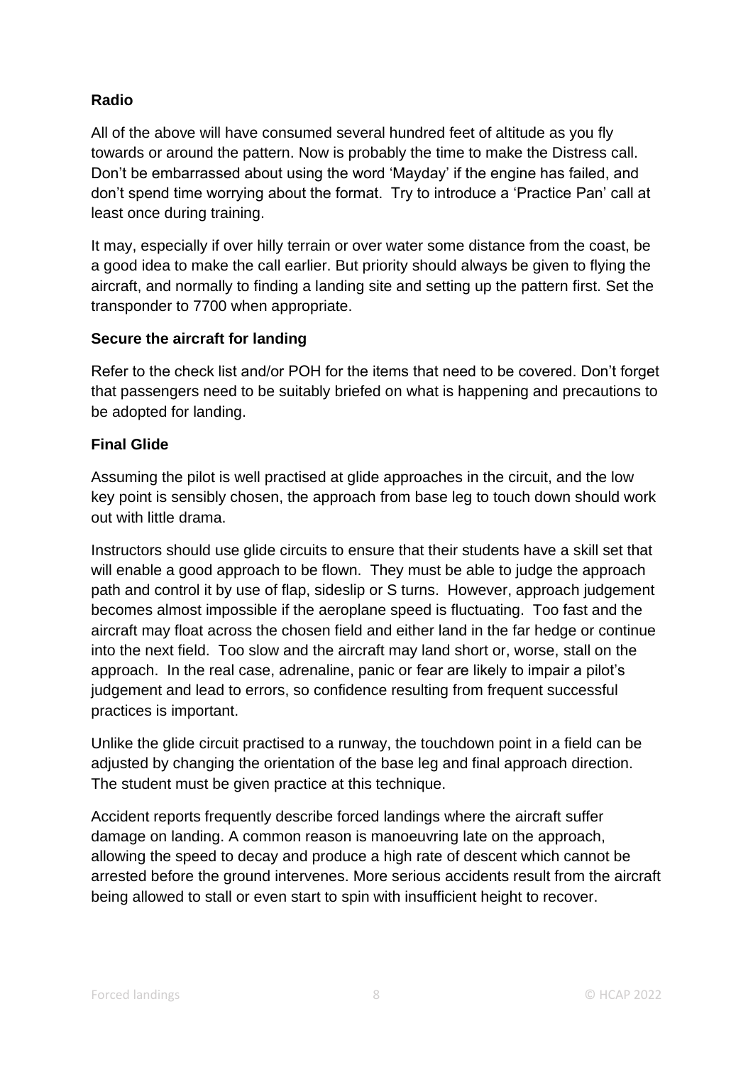**Radio**

All of the above will have consumed several hundred feet of altitude as you fly towards or around the pattern. Now is probably the time to make the Distress call. Don't be embarrassed about using the word 'Mayday' if the engine has failed, and don't spend time worrying about the format. Try to introduce a 'Practice Pan' call at least once during training.

It may, especially if over hilly terrain or over water some distance from the coast, be a good idea to make the call earlier. But priority should always be given to flying the aircraft, and normally to finding a landing site and setting up the pattern first. Set the transponder to 7700 when appropriate.

**Secure the aircraft for landing**

Refer to the check list and/or POH for the items that need to be covered. Don't forget that passengers need to be suitably briefed on what is happening and precautions to be adopted for landing.

**Final Glide**

Assuming the pilot is well practised at glide approaches in the circuit, and the low key point is sensibly chosen, the approach from base leg to touch down should work out with little drama.

Instructors should use glide circuits to ensure that their students have a skill set that will enable a good approach to be flown. They must be able to judge the approach path and control it by use of flap, sideslip or S turns. However, approach judgement becomes almost impossible if the aeroplane speed is fluctuating. Too fast and the aircraft may float across the chosen field and either land in the far hedge or continue into the next field. Too slow and the aircraft may land short or, worse, stall on the approach. In the real case, adrenaline, panic or fear are likely to impair a pilot's judgement and lead to errors, so confidence resulting from frequent successful practices is important.

Unlike the glide circuit practised to a runway, the touchdown point in a field can be adjusted by changing the orientation of the base leg and final approach direction. The student must be given practice at this technique.

Accident reports frequently describe forced landings where the aircraft suffer damage on landing. A common reason is manoeuvring late on the approach, allowing the speed to decay and produce a high rate of descent which cannot be arrested before the ground intervenes. More serious accidents result from the aircraft being allowed to stall or even start to spin with insufficient height to recover.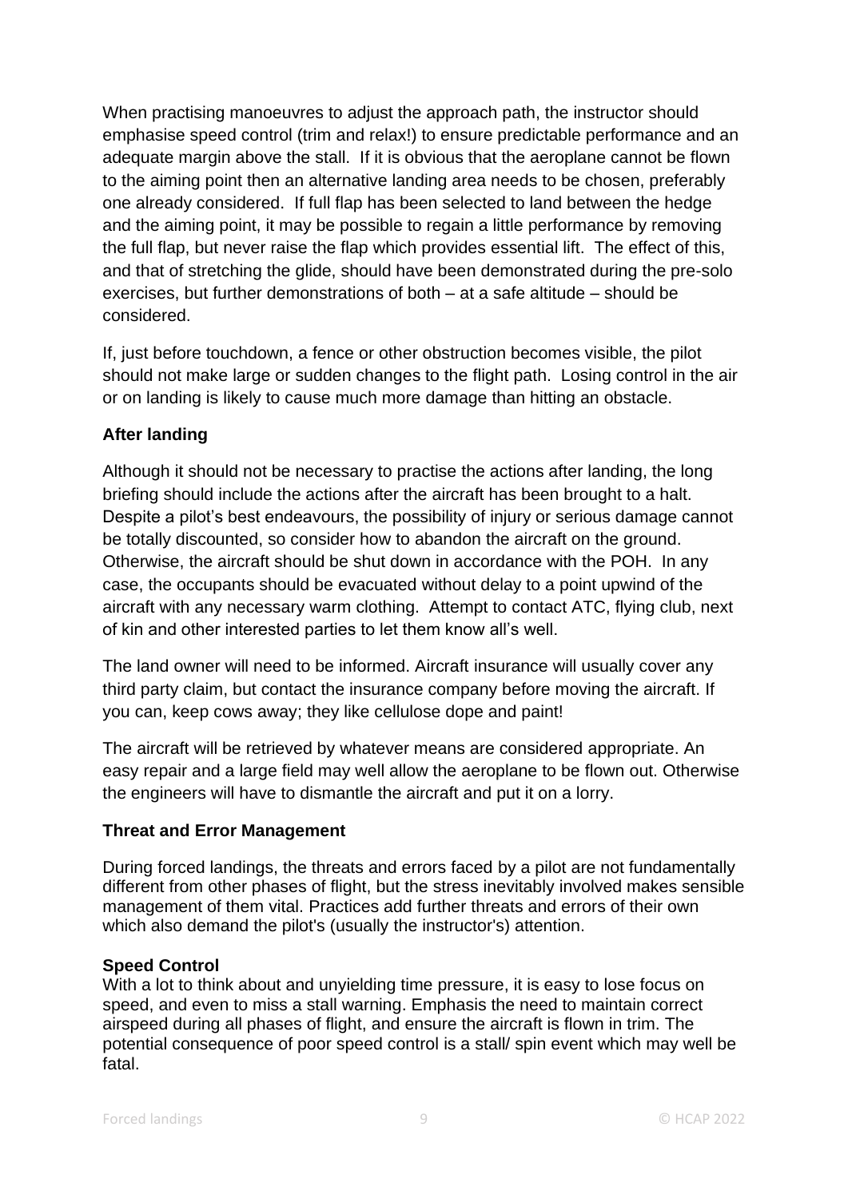When practising manoeuvres to adjust the approach path, the instructor should emphasise speed control (trim and relax!) to ensure predictable performance and an adequate margin above the stall. If it is obvious that the aeroplane cannot be flown to the aiming point then an alternative landing area needs to be chosen, preferably one already considered. If full flap has been selected to land between the hedge and the aiming point, it may be possible to regain a little performance by removing the full flap, but never raise the flap which provides essential lift. The effect of this, and that of stretching the glide, should have been demonstrated during the pre-solo exercises, but further demonstrations of both – at a safe altitude – should be considered.

If, just before touchdown, a fence or other obstruction becomes visible, the pilot should not make large or sudden changes to the flight path. Losing control in the air or on landing is likely to cause much more damage than hitting an obstacle.

**After landing**

Although it should not be necessary to practise the actions after landing, the long briefing should include the actions after the aircraft has been brought to a halt. Despite a pilot's best endeavours, the possibility of injury or serious damage cannot be totally discounted, so consider how to abandon the aircraft on the ground. Otherwise, the aircraft should be shut down in accordance with the POH. In any case, the occupants should be evacuated without delay to a point upwind of the aircraft with any necessary warm clothing. Attempt to contact ATC, flying club, next of kin and other interested parties to let them know all's well.

The land owner will need to be informed. Aircraft insurance will usually cover any third party claim, but contact the insurance company before moving the aircraft. If you can, keep cows away; they like cellulose dope and paint!

The aircraft will be retrieved by whatever means are considered appropriate. An easy repair and a large field may well allow the aeroplane to be flown out. Otherwise the engineers will have to dismantle the aircraft and put it on a lorry.

**Threat and Error Management**

During forced landings, the threats and errors faced by a pilot are not fundamentally different from other phases of flight, but the stress inevitably involved makes sensible management of them vital. Practices add further threats and errors of their own which also demand the pilot's (usually the instructor's) attention.

**Speed Control**

With a lot to think about and unyielding time pressure, it is easy to lose focus on speed, and even to miss a stall warning. Emphasis the need to maintain correct airspeed during all phases of flight, and ensure the aircraft is flown in trim. The potential consequence of poor speed control is a stall/ spin event which may well be fatal.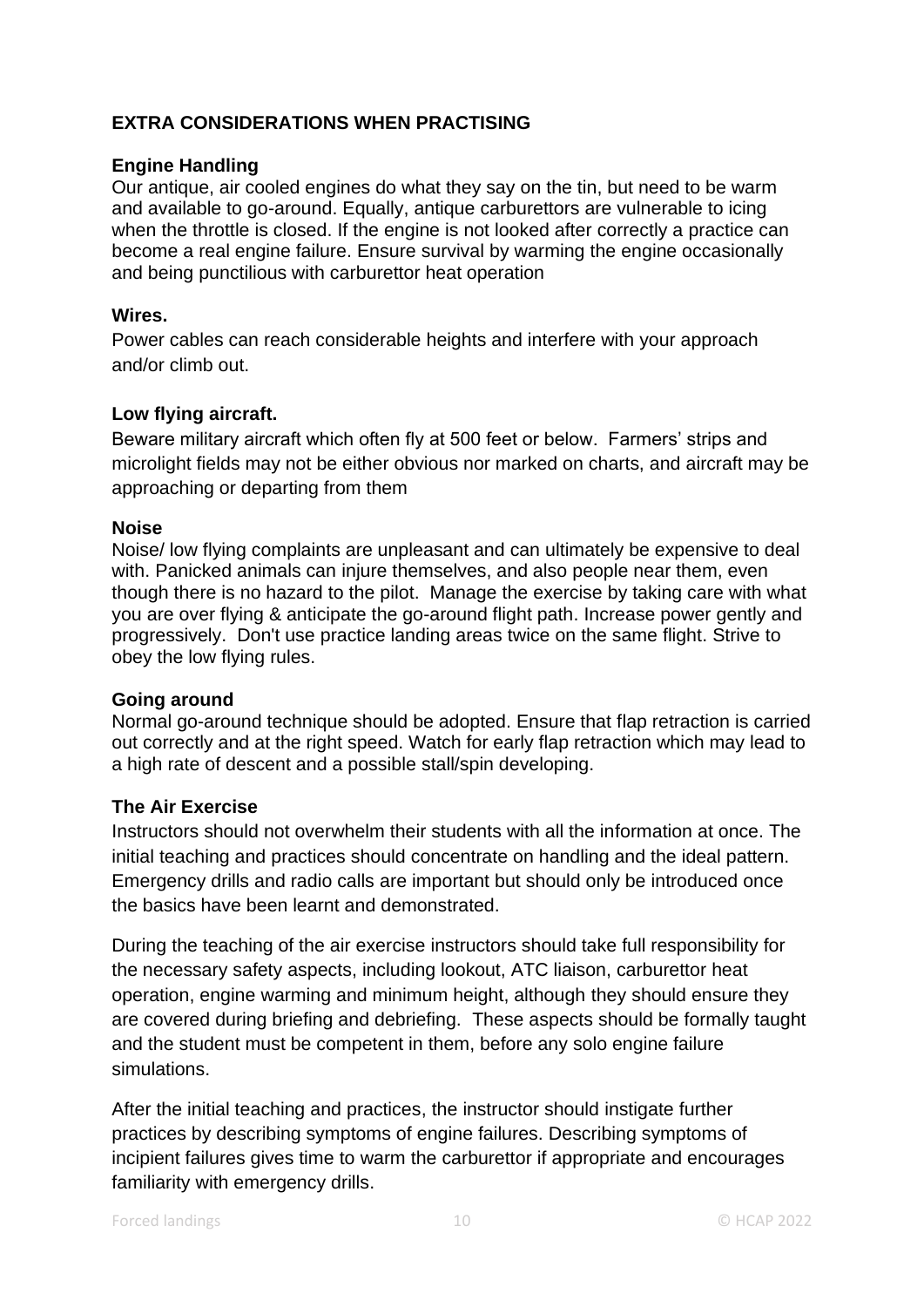## EXTRA CONSIDERATIONS WHEN PRACTISING

### Engine Handling

Our antique, air cooled engines do what they say on the tin, but need to be warm and available to go-around. Equally, antique carburettors are vulnerable to icing when the throttle is closed. If the engine is not looked after correctly a practice can become a real engine failure. Ensure survival by warming the engine occasionally and being punctilious with carburettor heat operation

### Wires.

Power cables can reach considerable heights and interfere with your approach and/or climb out.

### Low flying aircraft.

Beware military aircraft which often fly at 500 feet or below. Farmers' strips and microlight fields may not be either obvious nor marked on charts, and aircraft may be approaching or departing from them

### Noise

Noise/ low flying complaints are unpleasant and can ultimately be expensive to deal with. Panicked animals can injure themselves, and also people near them, even though there is no hazard to the pilot. Manage the exercise by taking care with what you are over flying & anticipate the go-around flight path. Increase power gently and progressively. Don't use practice landing areas twice on the same flight. Strive to obey the low flying rules.

### Going around

Normal go-around technique should be adopted. Ensure that flap retraction is carried out correctly and at the right speed. Watch for early flap retraction which may lead to a high rate of descent and a possible stall/spin developing.

### The Air Exercise

Instructors should not overwhelm their students with all the information at once. The initial teaching and practices should concentrate on handling and the ideal pattern. Emergency drills and radio calls are important but should only be introduced once the basics have been learnt and demonstrated.

During the teaching of the air exercise instructors should take full responsibility for the necessary safety aspects, including lookout, ATC liaison, carburettor heat operation, engine warming and minimum height, although they should ensure they are covered during briefing and debriefing. These aspects should be formally taught and the student must be competent in them, before any solo engine failure simulations.

After the initial teaching and practices, the instructor should instigate further practices by describing symptoms of engine failures. Describing symptoms of incipient failures gives time to warm the carburettor if appropriate and encourages familiarity with emergency drills.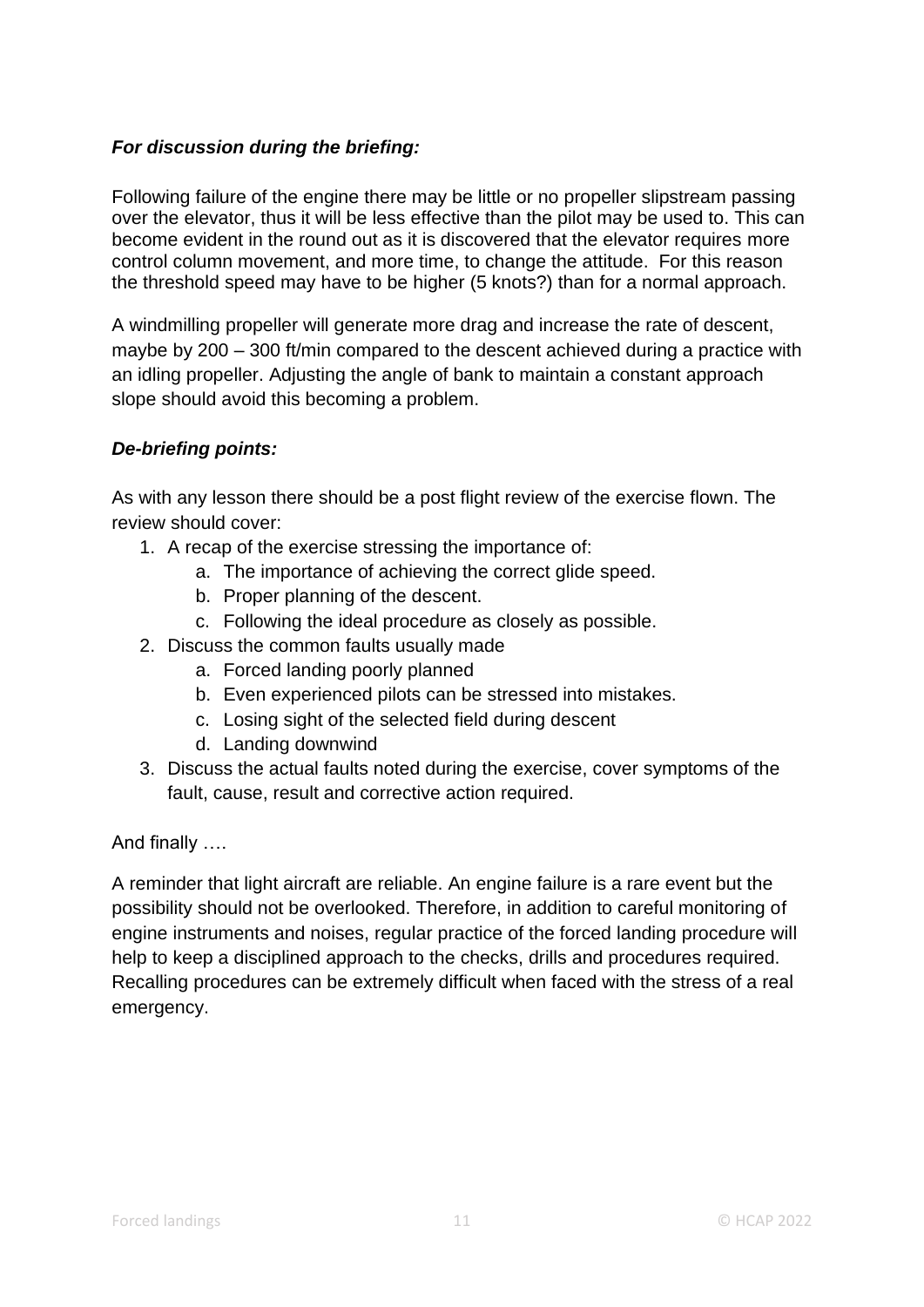***For discussion during the briefing:***

Following failure of the engine there may be little or no propeller slipstream passing over the elevator, thus it will be less effective than the pilot may be used to. This can become evident in the round out as it is discovered that the elevator requires more control column movement, and more time, to change the attitude. For this reason the threshold speed may have to be higher (5 knots?) than for a normal approach.

A windmilling propeller will generate more drag and increase the rate of descent, maybe by 200 – 300 ft/min compared to the descent achieved during a practice with an idling propeller. Adjusting the angle of bank to maintain a constant approach slope should avoid this becoming a problem.

***De-briefing points:***

As with any lesson there should be a post flight review of the exercise flown. The review should cover:

1. A recap of the exercise stressing the importance of:
   a. The importance of achieving the correct glide speed.
   b. Proper planning of the descent.
   c. Following the ideal procedure as closely as possible.
2. Discuss the common faults usually made
   a. Forced landing poorly planned
   b. Even experienced pilots can be stressed into mistakes.
   c. Losing sight of the selected field during descent
   d. Landing downwind
3. Discuss the actual faults noted during the exercise, cover symptoms of the fault, cause, result and corrective action required.

And finally ….

A reminder that light aircraft are reliable. An engine failure is a rare event but the possibility should not be overlooked. Therefore, in addition to careful monitoring of engine instruments and noises, regular practice of the forced landing procedure will help to keep a disciplined approach to the checks, drills and procedures required. Recalling procedures can be extremely difficult when faced with the stress of a real emergency.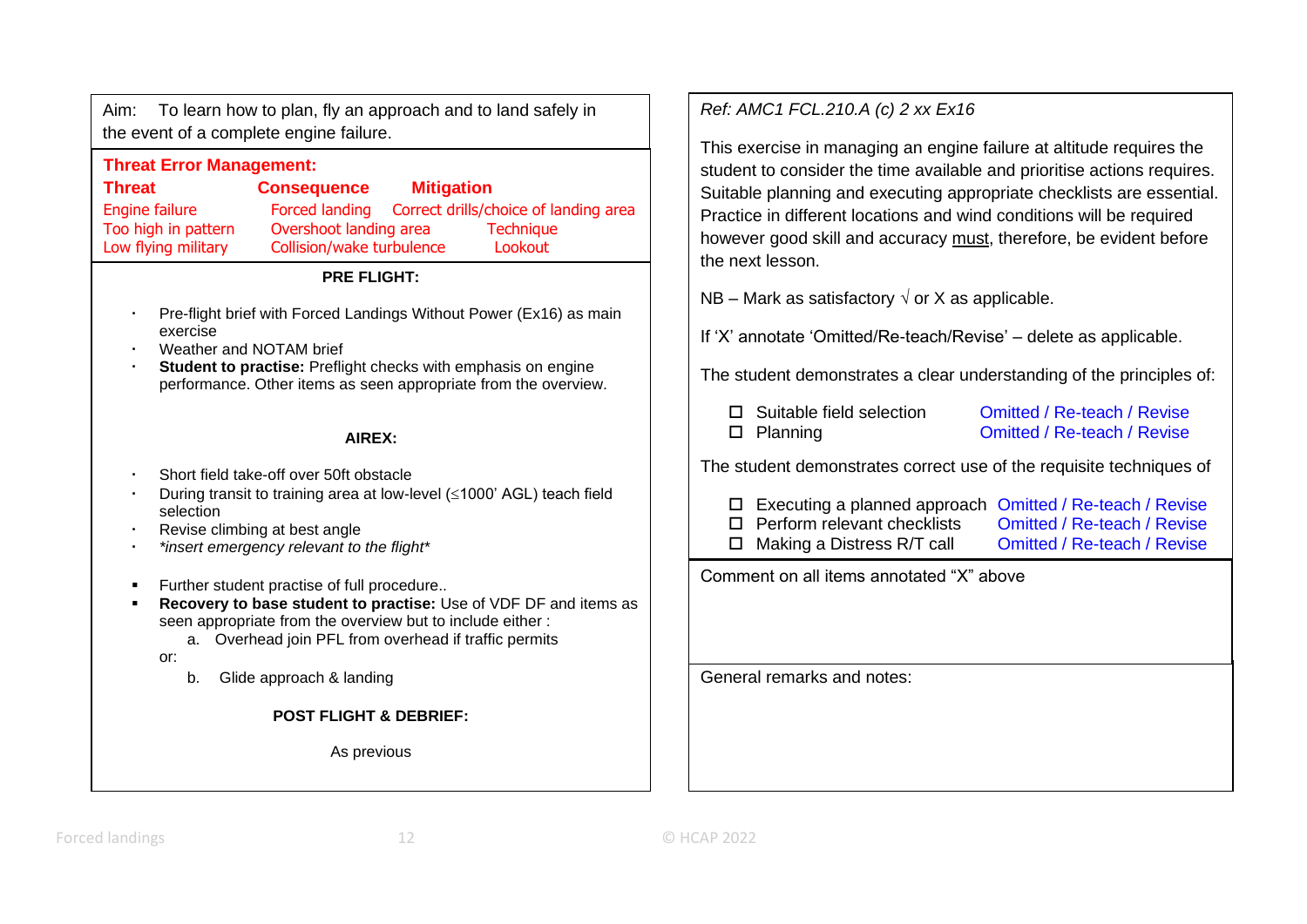Aim: To learn how to plan, fly an approach and to land safely in the event of a complete engine failure.

**Threat Error Management:**

| Threat | Consequence | Mitigation |
| --- | --- | --- |
| Engine failure | Forced landing | Correct drills/choice of landing area |
| Too high in pattern | Overshoot landing area | Technique |
| Low flying military | Collision/wake turbulence | Lookout |

**PRE FLIGHT:**

- Pre-flight brief with Forced Landings Without Power (Ex16) as main exercise
- Weather and NOTAM brief
- **Student to practise:** Preflight checks with emphasis on engine performance. Other items as seen appropriate from the overview.

**AIREX:**

- Short field take-off over 50ft obstacle
- During transit to training area at low-level (≤1000’ AGL) teach field selection
- Revise climbing at best angle
- *\*insert emergency relevant to the flight\**

- Further student practise of full procedure..
- **Recovery to base student to practise:** Use of VDF DF and items as seen appropriate from the overview but to include either :
  a. Overhead join PFL from overhead if traffic permits

  or:

  b. Glide approach & landing

**POST FLIGHT & DEBRIEF:**

As previous

*Ref: AMC1 FCL.210.A (c) 2 xx Ex16*

This exercise in managing an engine failure at altitude requires the student to consider the time available and prioritise actions requires. Suitable planning and executing appropriate checklists are essential. Practice in different locations and wind conditions will be required however good skill and accuracy must, therefore, be evident before the next lesson.

NB – Mark as satisfactory √ or X as applicable.

If ‘X’ annotate ‘Omitted/Re-teach/Revise’ – delete as applicable.

The student demonstrates a clear understanding of the principles of:

- ☐ Suitable field selection — Omitted / Re-teach / Revise
- ☐ Planning — Omitted / Re-teach / Revise

The student demonstrates correct use of the requisite techniques of

- ☐ Executing a planned approach — Omitted / Re-teach / Revise
- ☐ Perform relevant checklists — Omitted / Re-teach / Revise
- ☐ Making a Distress R/T call — Omitted / Re-teach / Revise

Comment on all items annotated “X” above

General remarks and notes: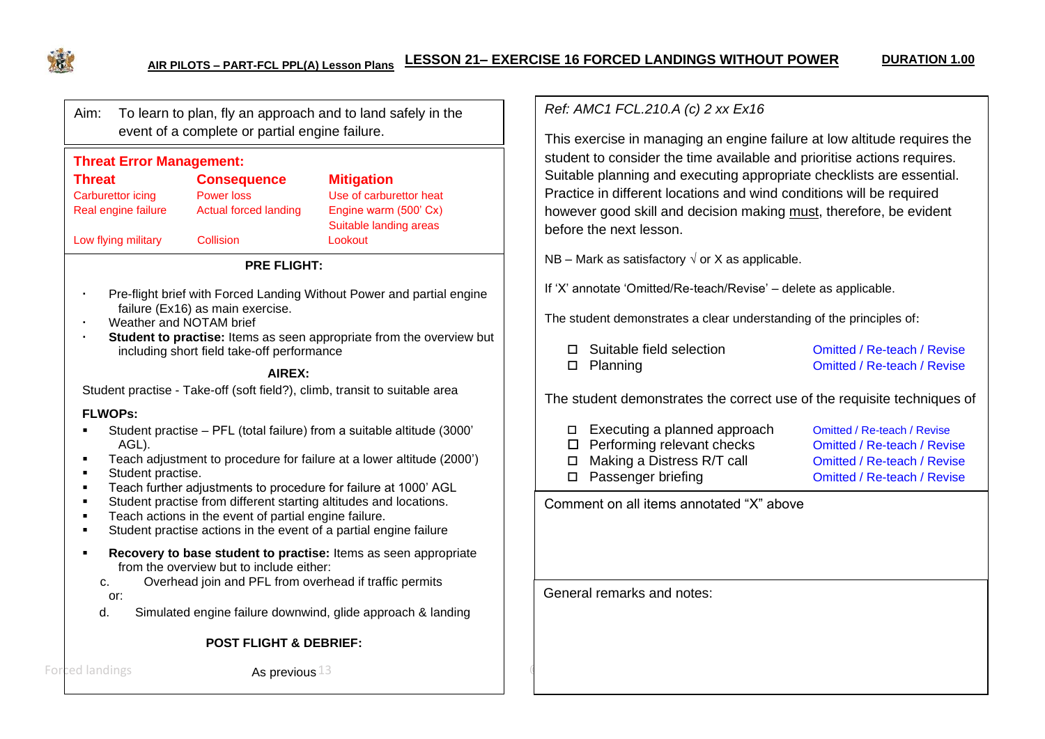AIR PILOTS – PART-FCL PPL(A) Lesson Plans

# LESSON 21– EXERCISE 16 FORCED LANDINGS WITHOUT POWER

**DURATION 1.00**

Aim: To learn to plan, fly an approach and to land safely in the event of a complete or partial engine failure.

**Threat Error Management:**

| Threat | Consequence | Mitigation |
|---|---|---|
| Carburettor icing | Power loss | Use of carburettor heat |
| Real engine failure | Actual forced landing | Engine warm (500' Cx)<br>Suitable landing areas |
| Low flying military | Collision | Lookout |

**PRE FLIGHT:**

- Pre-flight brief with Forced Landing Without Power and partial engine failure (Ex16) as main exercise.
- Weather and NOTAM brief
- **Student to practise:** Items as seen appropriate from the overview but including short field take-off performance

**AIREX:**

Student practise - Take-off (soft field?), climb, transit to suitable area

**FLWOPs:**

- Student practise – PFL (total failure) from a suitable altitude (3000' AGL).
- Teach adjustment to procedure for failure at a lower altitude (2000')
- Student practise.
- Teach further adjustments to procedure for failure at 1000' AGL
- Student practise from different starting altitudes and locations.
- Teach actions in the event of partial engine failure.
- Student practise actions in the event of a partial engine failure
- **Recovery to base student to practise:** Items as seen appropriate from the overview but to include either:
  - c. Overhead join and PFL from overhead if traffic permits

    or:
  - d. Simulated engine failure downwind, glide approach & landing

**POST FLIGHT & DEBRIEF:**

As previous

*Ref: AMC1 FCL.210.A (c) 2 xx Ex16*

This exercise in managing an engine failure at low altitude requires the student to consider the time available and prioritise actions requires. Suitable planning and executing appropriate checklists are essential. Practice in different locations and wind conditions will be required however good skill and decision making must, therefore, be evident before the next lesson.

NB – Mark as satisfactory √ or X as applicable.

If 'X' annotate 'Omitted/Re-teach/Revise' – delete as applicable.

The student demonstrates a clear understanding of the principles of:

- ☐ Suitable field selection — Omitted / Re-teach / Revise
- ☐ Planning — Omitted / Re-teach / Revise

The student demonstrates the correct use of the requisite techniques of

- ☐ Executing a planned approach — Omitted / Re-teach / Revise
- ☐ Performing relevant checks — Omitted / Re-teach / Revise
- ☐ Making a Distress R/T call — Omitted / Re-teach / Revise
- ☐ Passenger briefing — Omitted / Re-teach / Revise

Comment on all items annotated "X" above

General remarks and notes: